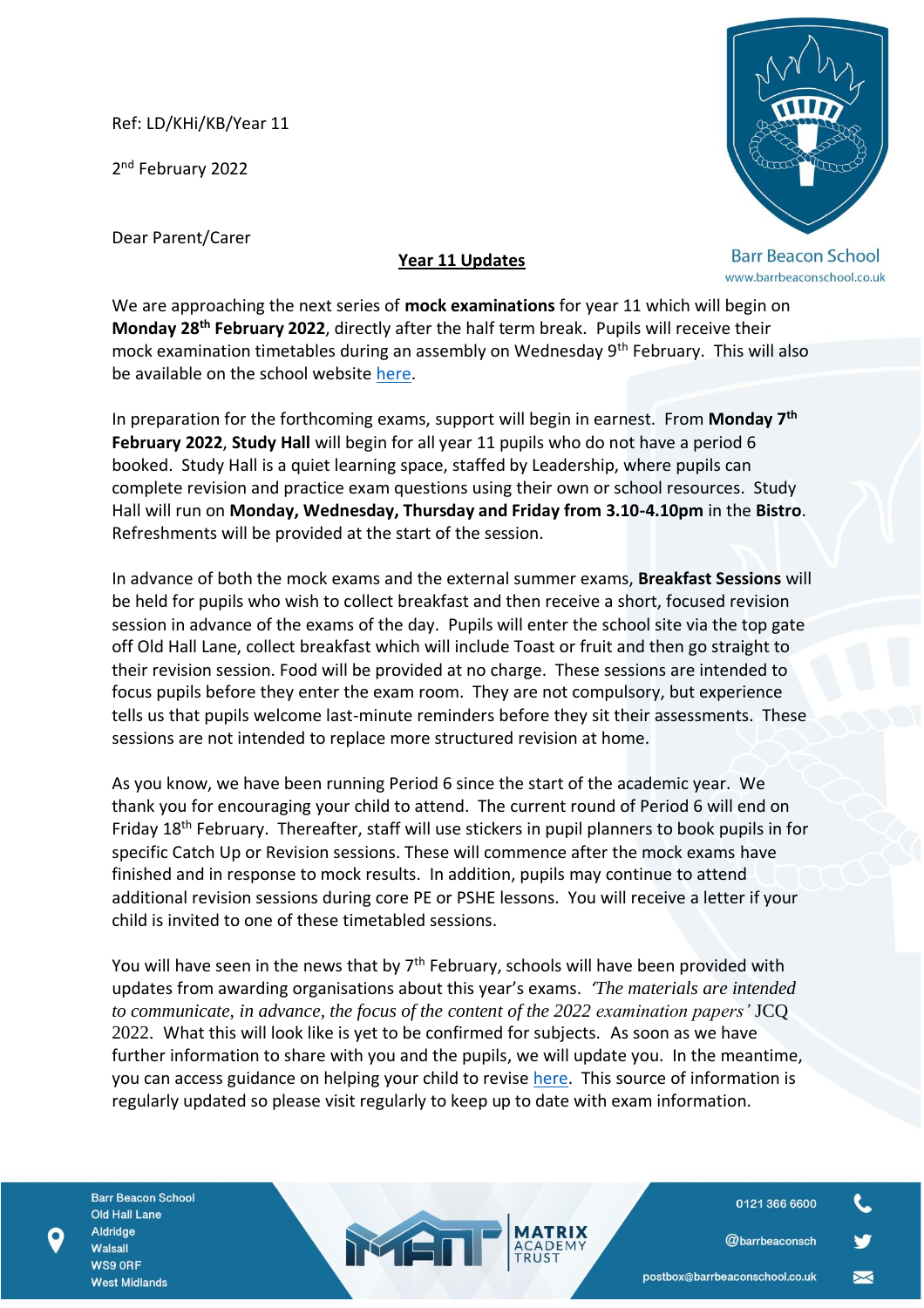Ref: LD/KHi/KB/Year 11

2nd February 2022

Dear Parent/Carer

## Year 11 Updates

We are approaching the next series of **mock examinations** for year 11 which will begin on **Monday 28th February 2022**, directly after the half term break. Pupils will receive their mock examination timetables during an assembly on Wednesday 9th February. This will also be available on the school website here.

In preparation for the forthcoming exams, support will begin in earnest. From **Monday 7th February 2022**, **Study Hall** will begin for all year 11 pupils who do not have a period 6 booked. Study Hall is a quiet learning space, staffed by Leadership, where pupils can complete revision and practice exam questions using their own or school resources. Study Hall will run on **Monday, Wednesday, Thursday and Friday from 3.10-4.10pm** in the **Bistro**. Refreshments will be provided at the start of the session.

In advance of both the mock exams and the external summer exams, **Breakfast Sessions** will be held for pupils who wish to collect breakfast and then receive a short, focused revision session in advance of the exams of the day. Pupils will enter the school site via the top gate off Old Hall Lane, collect breakfast which will include Toast or fruit and then go straight to their revision session. Food will be provided at no charge. These sessions are intended to focus pupils before they enter the exam room. They are not compulsory, but experience tells us that pupils welcome last-minute reminders before they sit their assessments. These sessions are not intended to replace more structured revision at home.

As you know, we have been running Period 6 since the start of the academic year. We thank you for encouraging your child to attend. The current round of Period 6 will end on Friday 18th February. Thereafter, staff will use stickers in pupil planners to book pupils in for specific Catch Up or Revision sessions. These will commence after the mock exams have finished and in response to mock results. In addition, pupils may continue to attend additional revision sessions during core PE or PSHE lessons. You will receive a letter if your child is invited to one of these timetabled sessions.

You will have seen in the news that by 7th February, schools will have been provided with updates from awarding organisations about this year's exams. *'The materials are intended to communicate, in advance, the focus of the content of the 2022 examination papers'* JCQ 2022. What this will look like is yet to be confirmed for subjects. As soon as we have further information to share with you and the pupils, we will update you. In the meantime, you can access guidance on helping your child to revise here. This source of information is regularly updated so please visit regularly to keep up to date with exam information.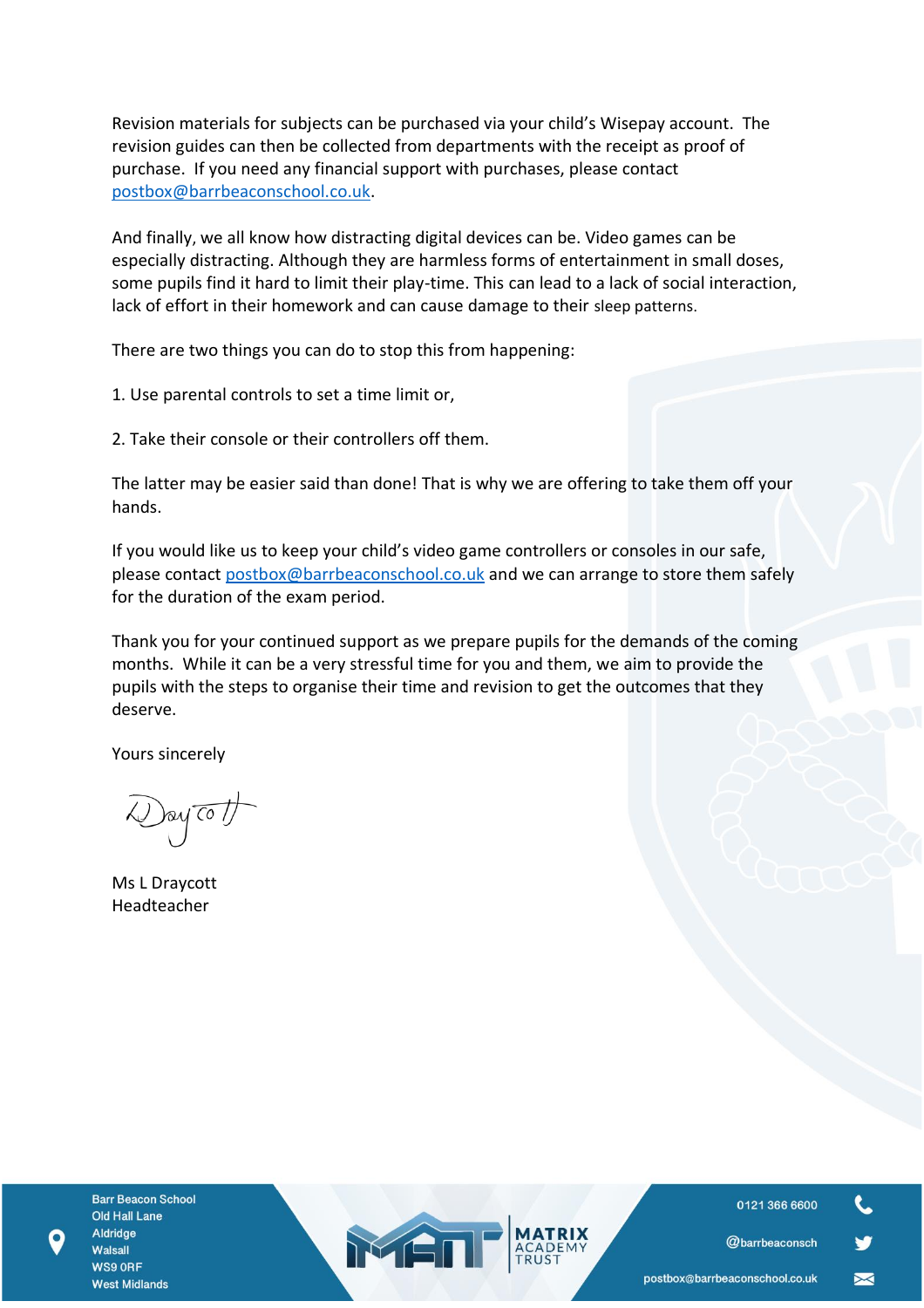Revision materials for subjects can be purchased via your child's Wisepay account. The revision guides can then be collected from departments with the receipt as proof of purchase. If you need any financial support with purchases, please contact postbox@barrbeaconschool.co.uk.

And finally, we all know how distracting digital devices can be. Video games can be especially distracting. Although they are harmless forms of entertainment in small doses, some pupils find it hard to limit their play-time. This can lead to a lack of social interaction, lack of effort in their homework and can cause damage to their sleep patterns.

There are two things you can do to stop this from happening:

1. Use parental controls to set a time limit or,

2. Take their console or their controllers off them.

The latter may be easier said than done! That is why we are offering to take them off your hands.

If you would like us to keep your child's video game controllers or consoles in our safe, please contact postbox@barrbeaconschool.co.uk and we can arrange to store them safely for the duration of the exam period.

Thank you for your continued support as we prepare pupils for the demands of the coming months. While it can be a very stressful time for you and them, we aim to provide the pupils with the steps to organise their time and revision to get the outcomes that they deserve.

Yours sincerely

Ms L Draycott
Headteacher

Barr Beacon School
Old Hall Lane
Aldridge
Walsall
WS9 0RF
West Midlands

MATRIX ACADEMY TRUST

0121 366 6600
@barrbeaconsch
postbox@barrbeaconschool.co.uk